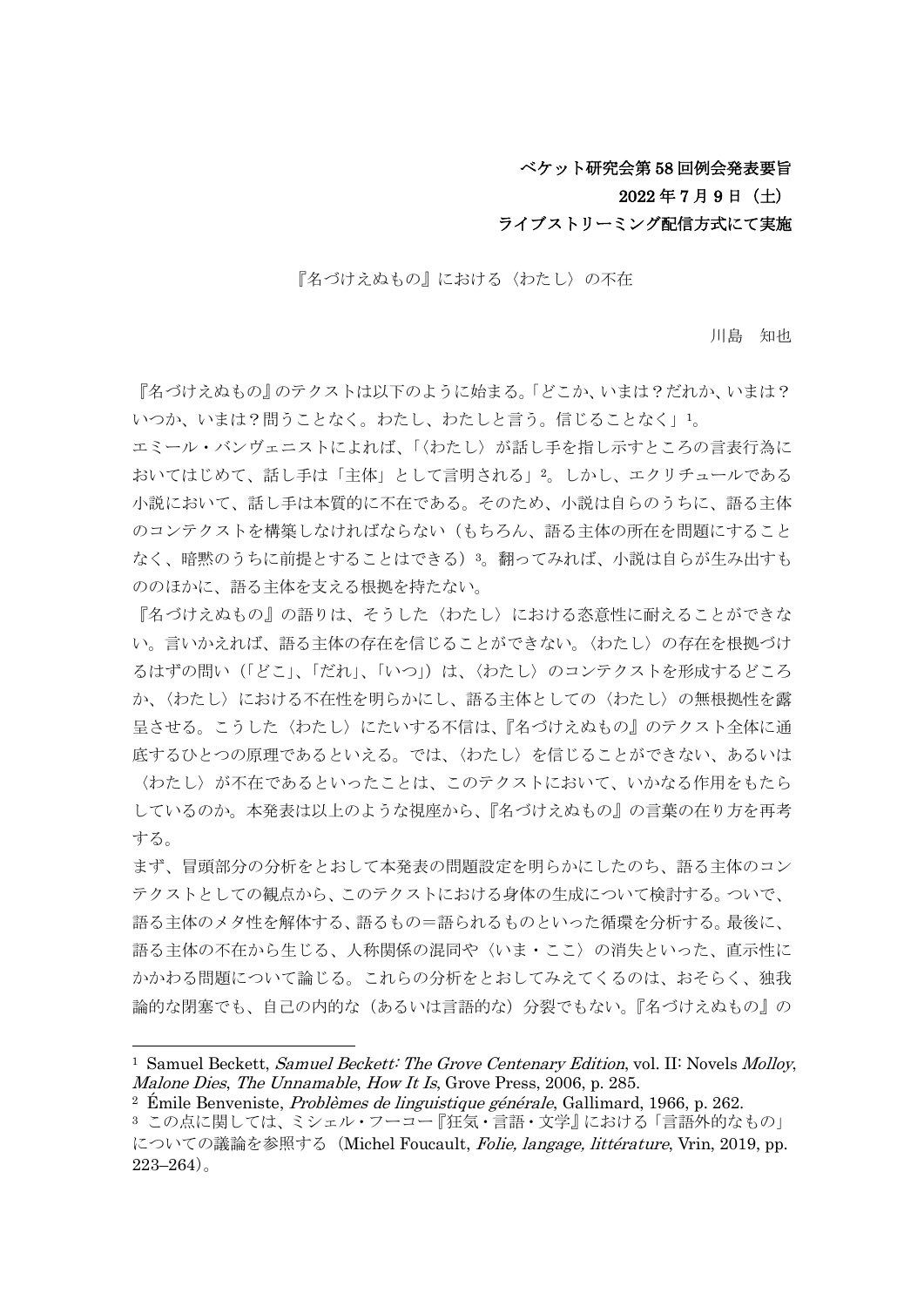**ベケット研究会第 58 回例会発表要旨**
**2022 年 7 月 9 日（土）**
**ライブストリーミング配信方式にて実施**

# 『名づけえぬもの』における〈わたし〉の不在

川島　知也

『名づけえぬもの』のテクストは以下のように始まる。「どこか、いまは？だれか、いまは？いつか、いまは？問うことなく。わたし、わたしと言う。信じることなく」[1]。

エミール・バンヴェニストによれば、「〈わたし〉が話し手を指し示すところの言表行為においてはじめて、話し手は「主体」として言明される」[2]。しかし、エクリチュールである小説において、話し手は本質的に不在である。そのため、小説は自らのうちに、語る主体のコンテクストを構築しなければならない（もちろん、語る主体の所在を問題にすることなく、暗黙のうちに前提とすることはできる）[3]。翻ってみれば、小説は自らが生み出すもののほかに、語る主体を支える根拠を持たない。

『名づけえぬもの』の語りは、そうした〈わたし〉における恣意性に耐えることができない。言いかえれば、語る主体の存在を信じることができない。〈わたし〉の存在を根拠づけるはずの問い（「どこ」、「だれ」、「いつ」）は、〈わたし〉のコンテクストを形成するどころか、〈わたし〉における不在性を明らかにし、語る主体としての〈わたし〉の無根拠性を露呈させる。こうした〈わたし〉にたいする不信は、『名づけえぬもの』のテクスト全体に通底するひとつの原理であるといえる。では、〈わたし〉を信じることができない、あるいは〈わたし〉が不在であるといったことは、このテクストにおいて、いかなる作用をもたらしているのか。本発表は以上のような視座から、『名づけえぬもの』の言葉の在り方を再考する。

まず、冒頭部分の分析をとおして本発表の問題設定を明らかにしたのち、語る主体のコンテクストとしての観点から、このテクストにおける身体の生成について検討する。ついで、語る主体のメタ性を解体する、語るもの＝語られるものといった循環を分析する。最後に、語る主体の不在から生じる、人称関係の混同や〈いま・ここ〉の消失といった、直示性にかかわる問題について論じる。これらの分析をとおしてみえてくるのは、おそらく、独我論的な閉塞でも、自己の内的な（あるいは言語的な）分裂でもない。『名づけえぬもの』の

---

[1] Samuel Beckett, *Samuel Beckett: The Grove Centenary Edition*, vol. II: Novels *Molloy*, *Malone Dies*, *The Unnamable*, *How It Is*, Grove Press, 2006, p. 285.

[2] Émile Benveniste, *Problèmes de linguistique générale*, Gallimard, 1966, p. 262.

[3] この点に関しては、ミシェル・フーコー『狂気・言語・文学』における「言語外的なもの」についての議論を参照する（Michel Foucault, *Folie, langage, littérature*, Vrin, 2019, pp. 223–264）。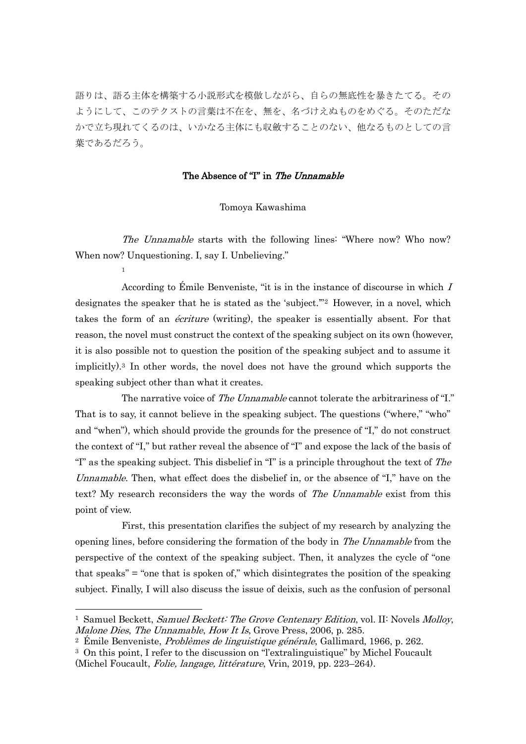語りは、語る主体を構築する小説形式を模倣しながら、自らの無底性を暴きたてる。そのようにして、このテクストの言葉は不在を、無を、名づけえぬものをめぐる。そのただなかで立ち現れてくるのは、いかなる主体にも収斂することのない、他なるものとしての言葉であるだろう。

## The Absence of "I" in *The Unnamable*

Tomoya Kawashima

*The Unnamable* starts with the following lines: "Where now? Who now? When now? Unquestioning. I, say I. Unbelieving."[1]

According to Émile Benveniste, "it is in the instance of discourse in which *I* designates the speaker that he is stated as the 'subject.'"[2] However, in a novel, which takes the form of an *écriture* (writing), the speaker is essentially absent. For that reason, the novel must construct the context of the speaking subject on its own (however, it is also possible not to question the position of the speaking subject and to assume it implicitly).[3] In other words, the novel does not have the ground which supports the speaking subject other than what it creates.

The narrative voice of *The Unnamable* cannot tolerate the arbitrariness of "I." That is to say, it cannot believe in the speaking subject. The questions ("where," "who" and "when"), which should provide the grounds for the presence of "I," do not construct the context of "I," but rather reveal the absence of "I" and expose the lack of the basis of "I" as the speaking subject. This disbelief in "I" is a principle throughout the text of *The Unnamable*. Then, what effect does the disbelief in, or the absence of "I," have on the text? My research reconsiders the way the words of *The Unnamable* exist from this point of view.

First, this presentation clarifies the subject of my research by analyzing the opening lines, before considering the formation of the body in *The Unnamable* from the perspective of the context of the speaking subject. Then, it analyzes the cycle of "one that speaks" = "one that is spoken of," which disintegrates the position of the speaking subject. Finally, I will also discuss the issue of deixis, such as the confusion of personal

---

[1] Samuel Beckett, *Samuel Beckett: The Grove Centenary Edition*, vol. II: Novels *Molloy*, *Malone Dies*, *The Unnamable*, *How It Is*, Grove Press, 2006, p. 285.

[2] Émile Benveniste, *Problèmes de linguistique générale*, Gallimard, 1966, p. 262.

[3] On this point, I refer to the discussion on "l'extralinguistique" by Michel Foucault (Michel Foucault, *Folie, langage, littérature*, Vrin, 2019, pp. 223–264).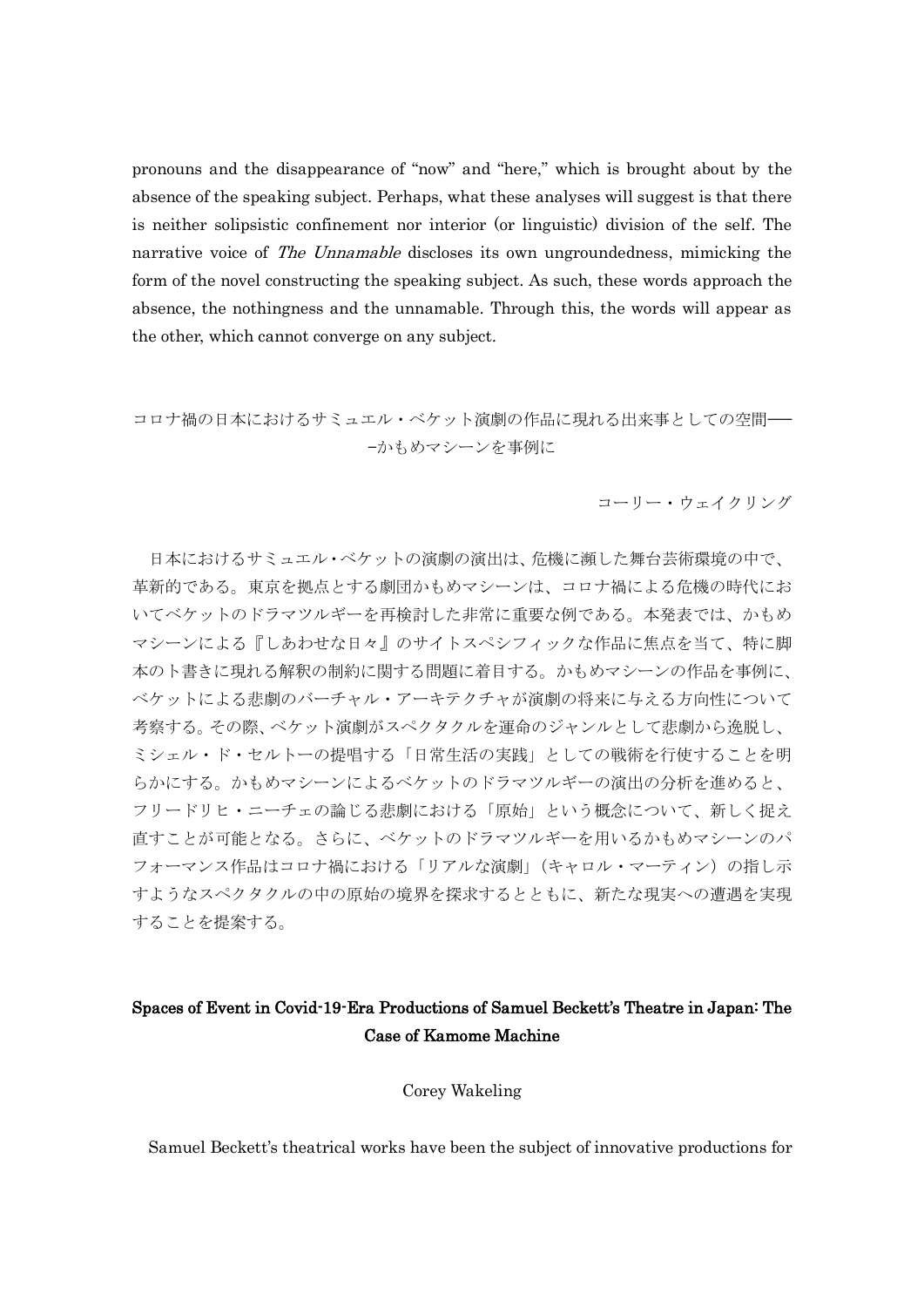pronouns and the disappearance of "now" and "here," which is brought about by the absence of the speaking subject. Perhaps, what these analyses will suggest is that there is neither solipsistic confinement nor interior (or linguistic) division of the self. The narrative voice of *The Unnamable* discloses its own ungroundedness, mimicking the form of the novel constructing the speaking subject. As such, these words approach the absence, the nothingness and the unnamable. Through this, the words will appear as the other, which cannot converge on any subject.

## コロナ禍の日本におけるサミュエル・ベケット演劇の作品に現れる出来事としての空間――かもめマシーンを事例に

コーリー・ウェイクリング

日本におけるサミュエル・ベケットの演劇の演出は、危機に瀕した舞台芸術環境の中で、革新的である。東京を拠点とする劇団かもめマシーンは、コロナ禍による危機の時代においてベケットのドラマツルギーを再検討した非常に重要な例である。本発表では、かもめマシーンによる『しあわせな日々』のサイトスペシフィックな作品に焦点を当て、特に脚本のト書きに現れる解釈の制約に関する問題に着目する。かもめマシーンの作品を事例に、ベケットによる悲劇のバーチャル・アーキテクチャが演劇の将来に与える方向性について考察する。その際、ベケット演劇がスペクタクルを運命のジャンルとして悲劇から逸脱し、ミシェル・ド・セルトーの提唱する「日常生活の実践」としての戦術を行使することを明らかにする。かもめマシーンによるベケットのドラマツルギーの演出の分析を進めると、フリードリヒ・ニーチェの論じる悲劇における「原始」という概念について、新しく捉え直すことが可能となる。さらに、ベケットのドラマツルギーを用いるかもめマシーンのパフォーマンス作品はコロナ禍における「リアルな演劇」(キャロル・マーティン)の指し示すようなスペクタクルの中の原始の境界を探求するとともに、新たな現実への遭遇を実現することを提案する。

## **Spaces of Event in Covid-19-Era Productions of Samuel Beckett's Theatre in Japan: The Case of Kamome Machine**

Corey Wakeling

Samuel Beckett's theatrical works have been the subject of innovative productions for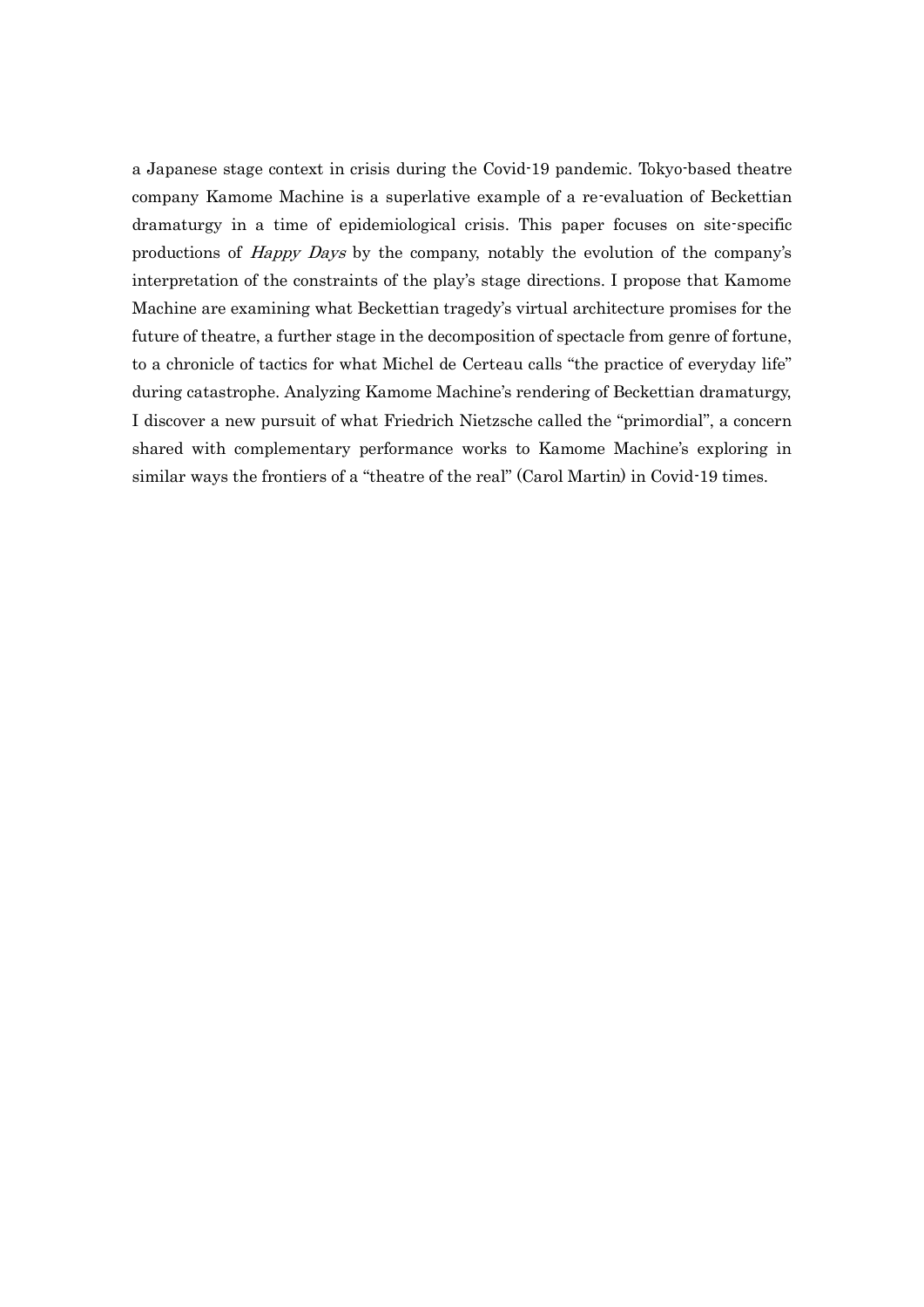a Japanese stage context in crisis during the Covid-19 pandemic. Tokyo-based theatre company Kamome Machine is a superlative example of a re-evaluation of Beckettian dramaturgy in a time of epidemiological crisis. This paper focuses on site-specific productions of *Happy Days* by the company, notably the evolution of the company's interpretation of the constraints of the play's stage directions. I propose that Kamome Machine are examining what Beckettian tragedy's virtual architecture promises for the future of theatre, a further stage in the decomposition of spectacle from genre of fortune, to a chronicle of tactics for what Michel de Certeau calls "the practice of everyday life" during catastrophe. Analyzing Kamome Machine's rendering of Beckettian dramaturgy, I discover a new pursuit of what Friedrich Nietzsche called the "primordial", a concern shared with complementary performance works to Kamome Machine's exploring in similar ways the frontiers of a "theatre of the real" (Carol Martin) in Covid-19 times.